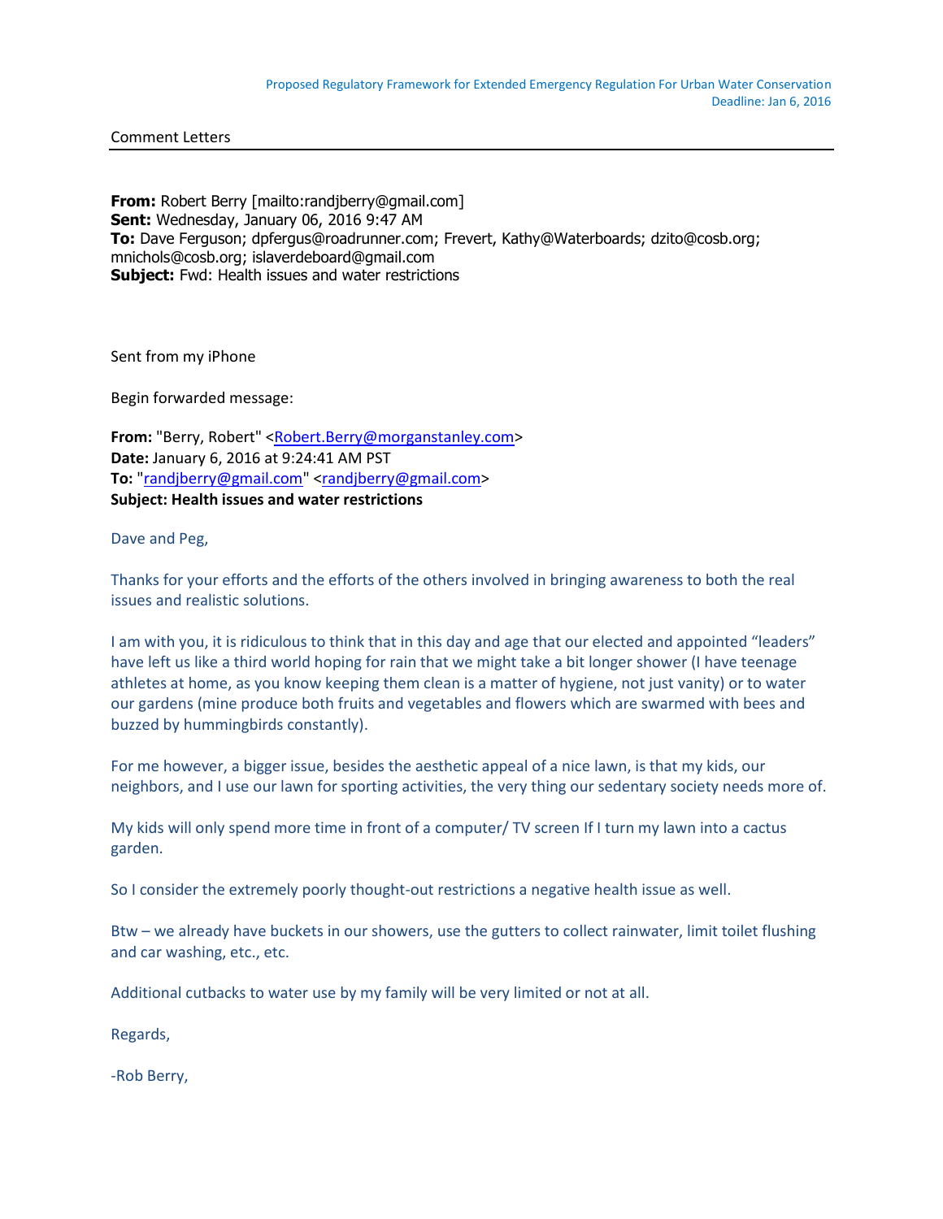Proposed Regulatory Framework for Extended Emergency Regulation For Urban Water Conservation
Deadline: Jan 6, 2016

Comment Letters

**From:** Robert Berry [mailto:randjberry@gmail.com]
**Sent:** Wednesday, January 06, 2016 9:47 AM
**To:** Dave Ferguson; dpfergus@roadrunner.com; Frevert, Kathy@Waterboards; dzito@cosb.org; mnichols@cosb.org; islaverdeboard@gmail.com
**Subject:** Fwd: Health issues and water restrictions

Sent from my iPhone

Begin forwarded message:

**From:** "Berry, Robert" <Robert.Berry@morganstanley.com>
**Date:** January 6, 2016 at 9:24:41 AM PST
**To:** "randjberry@gmail.com" <randjberry@gmail.com>
**Subject: Health issues and water restrictions**

Dave and Peg,

Thanks for your efforts and the efforts of the others involved in bringing awareness to both the real issues and realistic solutions.

I am with you, it is ridiculous to think that in this day and age that our elected and appointed "leaders" have left us like a third world hoping for rain that we might take a bit longer shower (I have teenage athletes at home, as you know keeping them clean is a matter of hygiene, not just vanity) or to water our gardens (mine produce both fruits and vegetables and flowers which are swarmed with bees and buzzed by hummingbirds constantly).

For me however, a bigger issue, besides the aesthetic appeal of a nice lawn, is that my kids, our neighbors, and I use our lawn for sporting activities, the very thing our sedentary society needs more of.

My kids will only spend more time in front of a computer/ TV screen If I turn my lawn into a cactus garden.

So I consider the extremely poorly thought-out restrictions a negative health issue as well.

Btw – we already have buckets in our showers, use the gutters to collect rainwater, limit toilet flushing and car washing, etc., etc.

Additional cutbacks to water use by my family will be very limited or not at all.

Regards,

-Rob Berry,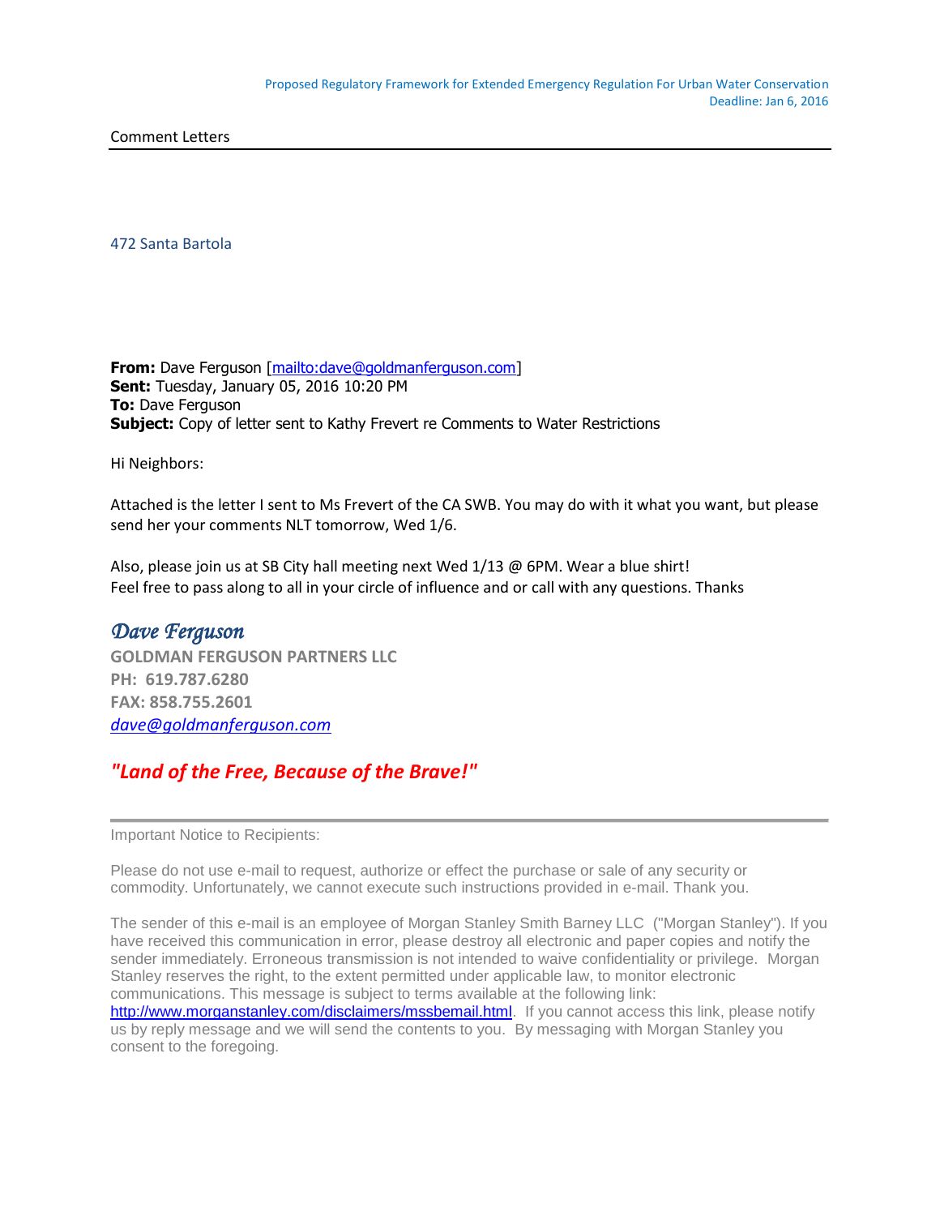Comment Letters

472 Santa Bartola

**From:** Dave Ferguson [mailto:dave@goldmanferguson.com]
**Sent:** Tuesday, January 05, 2016 10:20 PM
**To:** Dave Ferguson
**Subject:** Copy of letter sent to Kathy Frevert re Comments to Water Restrictions

Hi Neighbors:

Attached is the letter I sent to Ms Frevert of the CA SWB. You may do with it what you want, but please send her your comments NLT tomorrow, Wed 1/6.

Also, please join us at SB City hall meeting next Wed 1/13 @ 6PM. Wear a blue shirt!
Feel free to pass along to all in your circle of influence and or call with any questions. Thanks

*Dave Ferguson*
**GOLDMAN FERGUSON PARTNERS LLC**
**PH: 619.787.6280**
**FAX: 858.755.2601**
*dave@goldmanferguson.com*

***"Land of the Free, Because of the Brave!"***

---

Important Notice to Recipients:

Please do not use e-mail to request, authorize or effect the purchase or sale of any security or commodity. Unfortunately, we cannot execute such instructions provided in e-mail. Thank you.

The sender of this e-mail is an employee of Morgan Stanley Smith Barney LLC ("Morgan Stanley"). If you have received this communication in error, please destroy all electronic and paper copies and notify the sender immediately. Erroneous transmission is not intended to waive confidentiality or privilege. Morgan Stanley reserves the right, to the extent permitted under applicable law, to monitor electronic communications. This message is subject to terms available at the following link: http://www.morganstanley.com/disclaimers/mssbemail.html. If you cannot access this link, please notify us by reply message and we will send the contents to you. By messaging with Morgan Stanley you consent to the foregoing.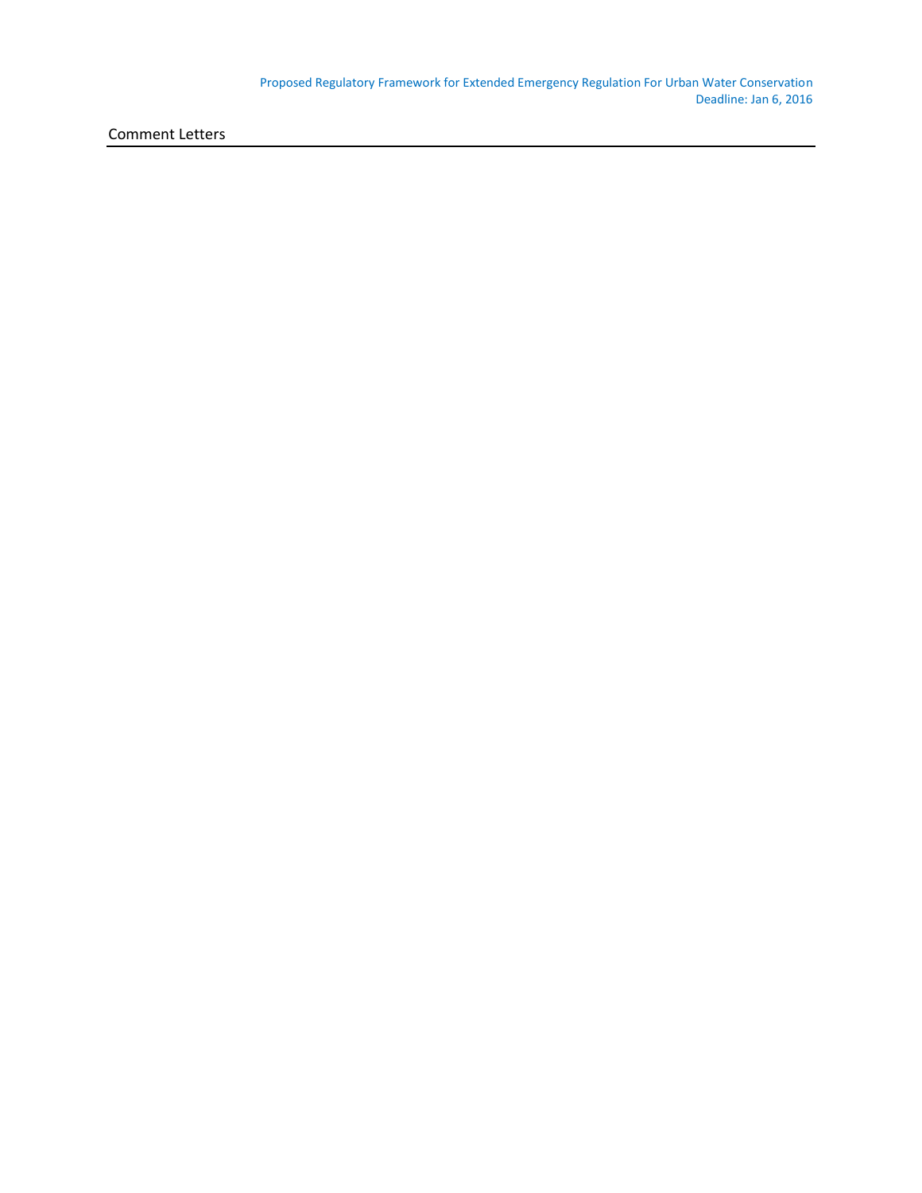## Comment Letters